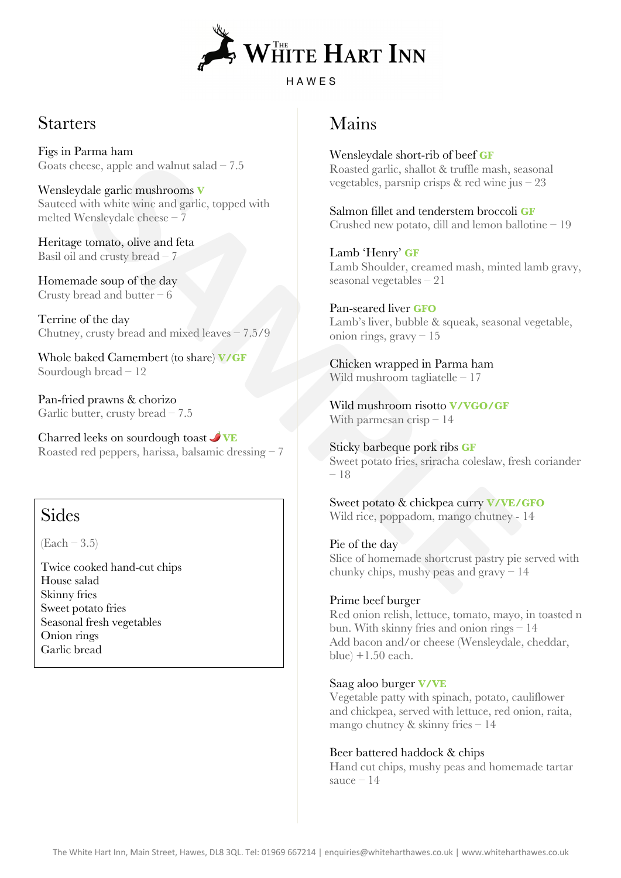# The White Hart Inn

HAWES

## Starters

Figs in Parma ham
Goats cheese, apple and walnut salad – 7.5

Wensleydale garlic mushrooms **V**
Sauteed with white wine and garlic, topped with melted Wensleydale cheese – 7

Heritage tomato, olive and feta
Basil oil and crusty bread – 7

Homemade soup of the day
Crusty bread and butter – 6

Terrine of the day
Chutney, crusty bread and mixed leaves – 7.5/9

Whole baked Camembert (to share) **V/GF**
Sourdough bread – 12

Pan-fried prawns & chorizo
Garlic butter, crusty bread – 7.5

Charred leeks on sourdough toast 🌶 **VE**
Roasted red peppers, harissa, balsamic dressing – 7

## Sides

(Each – 3.5)

Twice cooked hand-cut chips
House salad
Skinny fries
Sweet potato fries
Seasonal fresh vegetables
Onion rings
Garlic bread

## Mains

Wensleydale short-rib of beef **GF**
Roasted garlic, shallot & truffle mash, seasonal vegetables, parsnip crisps & red wine jus – 23

Salmon fillet and tenderstem broccoli **GF**
Crushed new potato, dill and lemon ballotine – 19

Lamb 'Henry' **GF**
Lamb Shoulder, creamed mash, minted lamb gravy, seasonal vegetables – 21

Pan-seared liver **GFO**
Lamb's liver, bubble & squeak, seasonal vegetable, onion rings, gravy – 15

Chicken wrapped in Parma ham
Wild mushroom tagliatelle – 17

Wild mushroom risotto **V/VGO/GF**
With parmesan crisp – 14

Sticky barbeque pork ribs **GF**
Sweet potato fries, sriracha coleslaw, fresh coriander – 18

Sweet potato & chickpea curry **V/VE/GFO**
Wild rice, poppadom, mango chutney - 14

Pie of the day
Slice of homemade shortcrust pastry pie served with chunky chips, mushy peas and gravy – 14

Prime beef burger
Red onion relish, lettuce, tomato, mayo, in toasted n bun. With skinny fries and onion rings – 14
Add bacon and/or cheese (Wensleydale, cheddar, blue) +1.50 each.

Saag aloo burger **V/VE**
Vegetable patty with spinach, potato, cauliflower and chickpea, served with lettuce, red onion, raita, mango chutney & skinny fries – 14

Beer battered haddock & chips
Hand cut chips, mushy peas and homemade tartar sauce – 14

The White Hart Inn, Main Street, Hawes, DL8 3QL. Tel: 01969 667214 | enquiries@whiteharthawes.co.uk | www.whiteharthawes.co.uk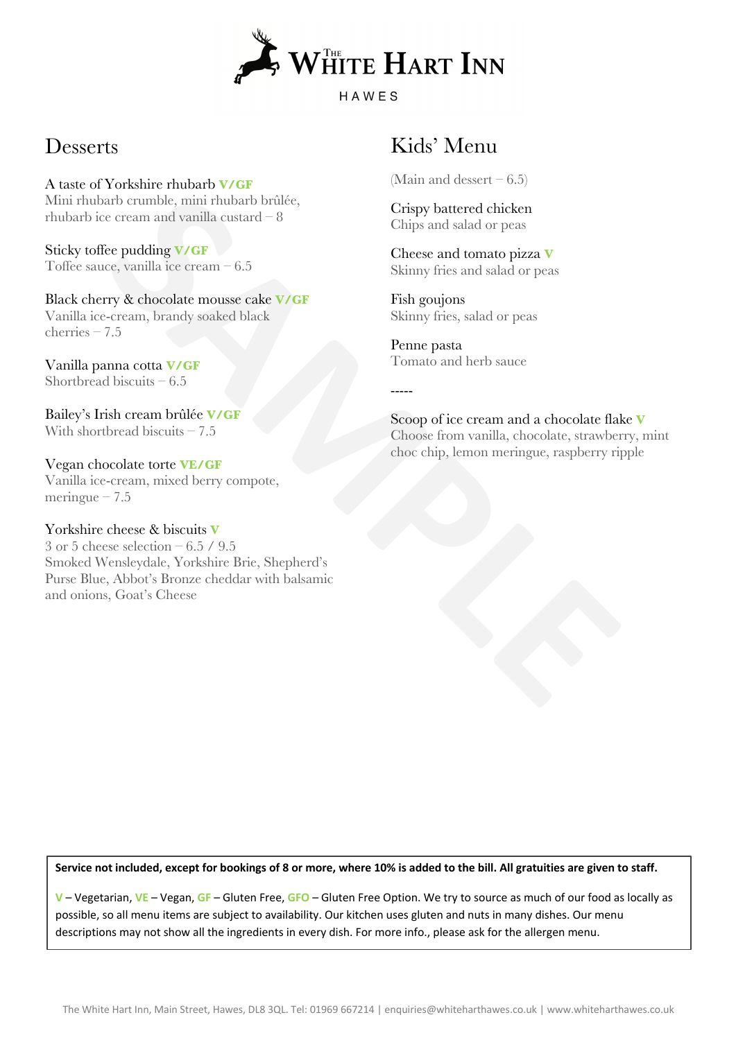# The White Hart Inn

HAWES

## Desserts

A taste of Yorkshire rhubarb **V/GF**
Mini rhubarb crumble, mini rhubarb brûlée, rhubarb ice cream and vanilla custard – 8

Sticky toffee pudding **V/GF**
Toffee sauce, vanilla ice cream – 6.5

Black cherry & chocolate mousse cake **V/GF**
Vanilla ice-cream, brandy soaked black cherries – 7.5

Vanilla panna cotta **V/GF**
Shortbread biscuits – 6.5

Bailey's Irish cream brûlée **V/GF**
With shortbread biscuits – 7.5

Vegan chocolate torte **VE/GF**
Vanilla ice-cream, mixed berry compote, meringue – 7.5

Yorkshire cheese & biscuits **V**
3 or 5 cheese selection – 6.5 / 9.5
Smoked Wensleydale, Yorkshire Brie, Shepherd's Purse Blue, Abbot's Bronze cheddar with balsamic and onions, Goat's Cheese

## Kids' Menu

(Main and dessert – 6.5)

Crispy battered chicken
Chips and salad or peas

Cheese and tomato pizza **V**
Skinny fries and salad or peas

Fish goujons
Skinny fries, salad or peas

Penne pasta
Tomato and herb sauce

-----

Scoop of ice cream and a chocolate flake **V**
Choose from vanilla, chocolate, strawberry, mint choc chip, lemon meringue, raspberry ripple

**Service not included, except for bookings of 8 or more, where 10% is added to the bill. All gratuities are given to staff.**

**V** – Vegetarian, **VE** – Vegan, **GF** – Gluten Free, **GFO** – Gluten Free Option. We try to source as much of our food as locally as possible, so all menu items are subject to availability. Our kitchen uses gluten and nuts in many dishes. Our menu descriptions may not show all the ingredients in every dish. For more info., please ask for the allergen menu.

The White Hart Inn, Main Street, Hawes, DL8 3QL. Tel: 01969 667214 | enquiries@whiteharthawes.co.uk | www.whiteharthawes.co.uk